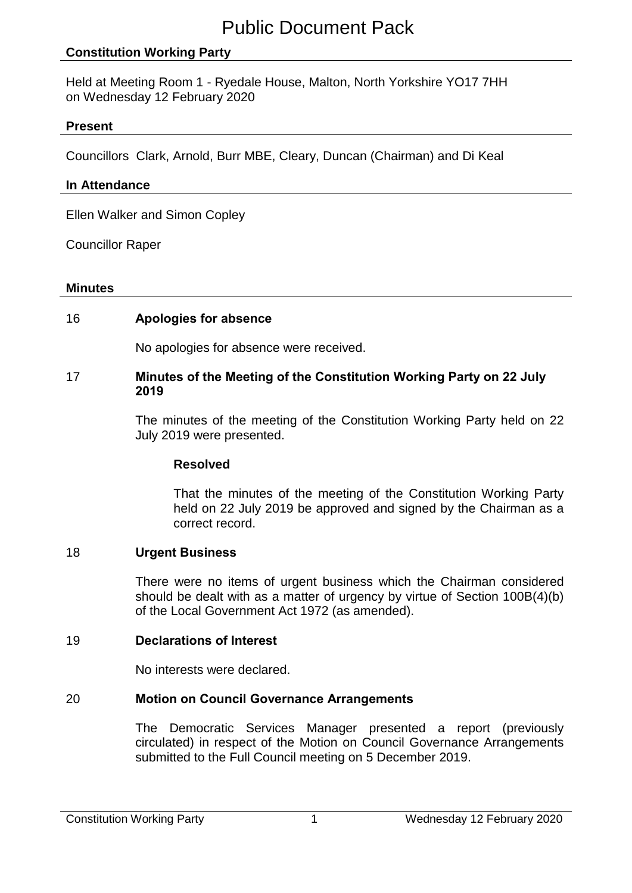# Public Document Pack

## Constitution Working Party

Held at Meeting Room 1 - Ryedale House, Malton, North Yorkshire YO17 7HH on Wednesday 12 February 2020

## Present

Councillors Clark, Arnold, Burr MBE, Cleary, Duncan (Chairman) and Di Keal

## In Attendance

Ellen Walker and Simon Copley

Councillor Raper

## Minutes

### 16 Apologies for absence

No apologies for absence were received.

### 17 Minutes of the Meeting of the Constitution Working Party on 22 July 2019

The minutes of the meeting of the Constitution Working Party held on 22 July 2019 were presented.

**Resolved**

That the minutes of the meeting of the Constitution Working Party held on 22 July 2019 be approved and signed by the Chairman as a correct record.

### 18 Urgent Business

There were no items of urgent business which the Chairman considered should be dealt with as a matter of urgency by virtue of Section 100B(4)(b) of the Local Government Act 1972 (as amended).

### 19 Declarations of Interest

No interests were declared.

### 20 Motion on Council Governance Arrangements

The Democratic Services Manager presented a report (previously circulated) in respect of the Motion on Council Governance Arrangements submitted to the Full Council meeting on 5 December 2019.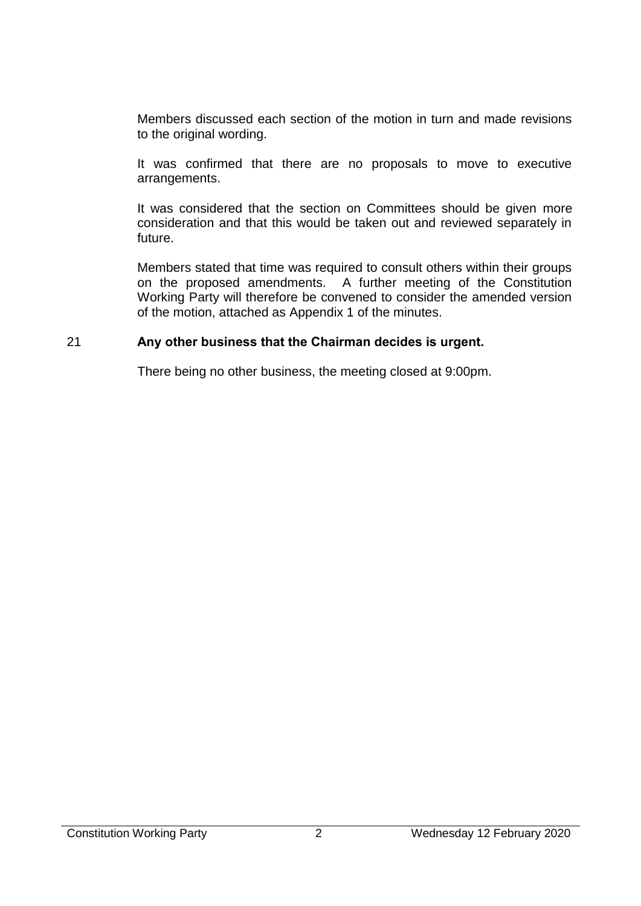Members discussed each section of the motion in turn and made revisions to the original wording.

It was confirmed that there are no proposals to move to executive arrangements.

It was considered that the section on Committees should be given more consideration and that this would be taken out and reviewed separately in future.

Members stated that time was required to consult others within their groups on the proposed amendments. A further meeting of the Constitution Working Party will therefore be convened to consider the amended version of the motion, attached as Appendix 1 of the minutes.

21 **Any other business that the Chairman decides is urgent.**

There being no other business, the meeting closed at 9:00pm.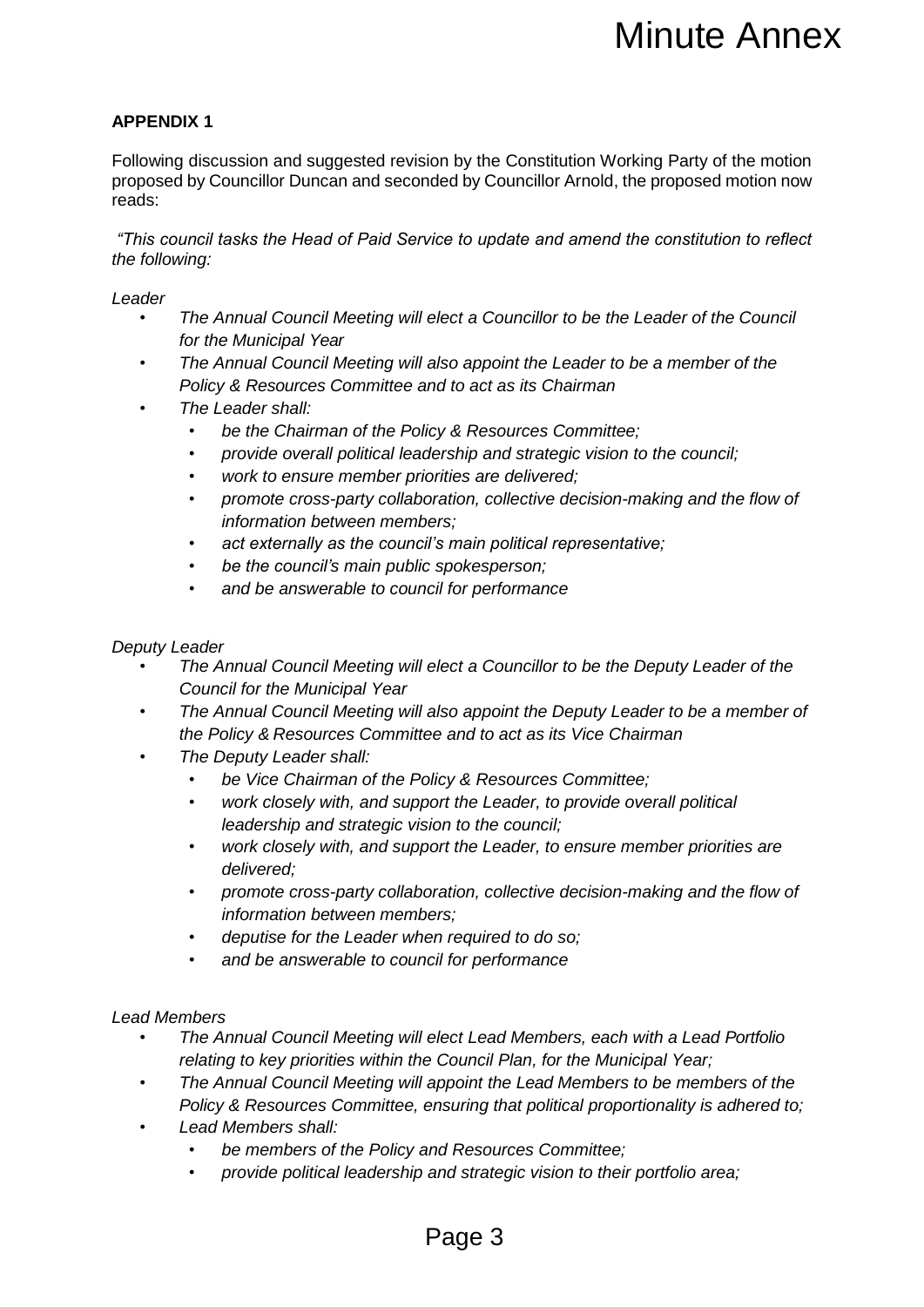# Minute Annex

**APPENDIX 1**

Following discussion and suggested revision by the Constitution Working Party of the motion proposed by Councillor Duncan and seconded by Councillor Arnold, the proposed motion now reads:

*"This council tasks the Head of Paid Service to update and amend the constitution to reflect the following:*

*Leader*

- *The Annual Council Meeting will elect a Councillor to be the Leader of the Council for the Municipal Year*
- *The Annual Council Meeting will also appoint the Leader to be a member of the Policy & Resources Committee and to act as its Chairman*
- *The Leader shall:*
  - *be the Chairman of the Policy & Resources Committee;*
  - *provide overall political leadership and strategic vision to the council;*
  - *work to ensure member priorities are delivered;*
  - *promote cross-party collaboration, collective decision-making and the flow of information between members;*
  - *act externally as the council's main political representative;*
  - *be the council's main public spokesperson;*
  - *and be answerable to council for performance*

*Deputy Leader*

- *The Annual Council Meeting will elect a Councillor to be the Deputy Leader of the Council for the Municipal Year*
- *The Annual Council Meeting will also appoint the Deputy Leader to be a member of the Policy & Resources Committee and to act as its Vice Chairman*
- *The Deputy Leader shall:*
  - *be Vice Chairman of the Policy & Resources Committee;*
  - *work closely with, and support the Leader, to provide overall political leadership and strategic vision to the council;*
  - *work closely with, and support the Leader, to ensure member priorities are delivered;*
  - *promote cross-party collaboration, collective decision-making and the flow of information between members;*
  - *deputise for the Leader when required to do so;*
  - *and be answerable to council for performance*

*Lead Members*

- *The Annual Council Meeting will elect Lead Members, each with a Lead Portfolio relating to key priorities within the Council Plan, for the Municipal Year;*
- *The Annual Council Meeting will appoint the Lead Members to be members of the Policy & Resources Committee, ensuring that political proportionality is adhered to;*
- *Lead Members shall:*
  - *be members of the Policy and Resources Committee;*
  - *provide political leadership and strategic vision to their portfolio area;*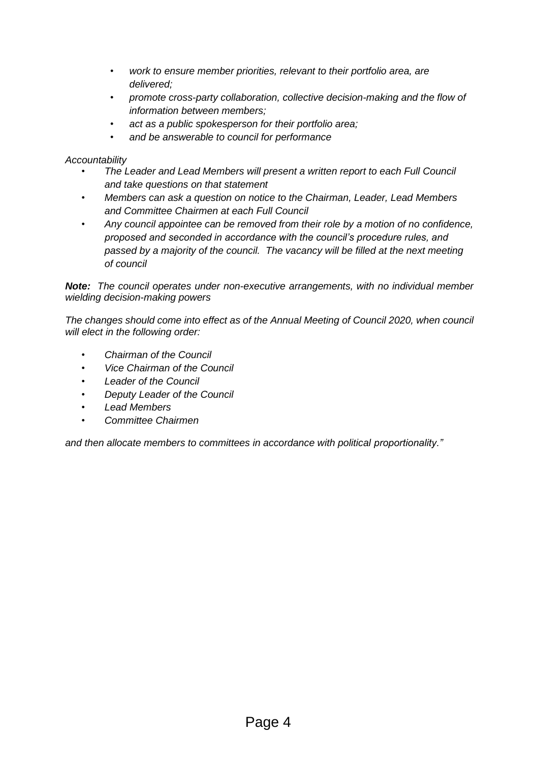- *work to ensure member priorities, relevant to their portfolio area, are delivered;*
- *promote cross-party collaboration, collective decision-making and the flow of information between members;*
- *act as a public spokesperson for their portfolio area;*
- *and be answerable to council for performance*

*Accountability*

- *The Leader and Lead Members will present a written report to each Full Council and take questions on that statement*
- *Members can ask a question on notice to the Chairman, Leader, Lead Members and Committee Chairmen at each Full Council*
- *Any council appointee can be removed from their role by a motion of no confidence, proposed and seconded in accordance with the council's procedure rules, and passed by a majority of the council. The vacancy will be filled at the next meeting of council*

***Note:*** *The council operates under non-executive arrangements, with no individual member wielding decision-making powers*

*The changes should come into effect as of the Annual Meeting of Council 2020, when council will elect in the following order:*

- *Chairman of the Council*
- *Vice Chairman of the Council*
- *Leader of the Council*
- *Deputy Leader of the Council*
- *Lead Members*
- *Committee Chairmen*

*and then allocate members to committees in accordance with political proportionality."*